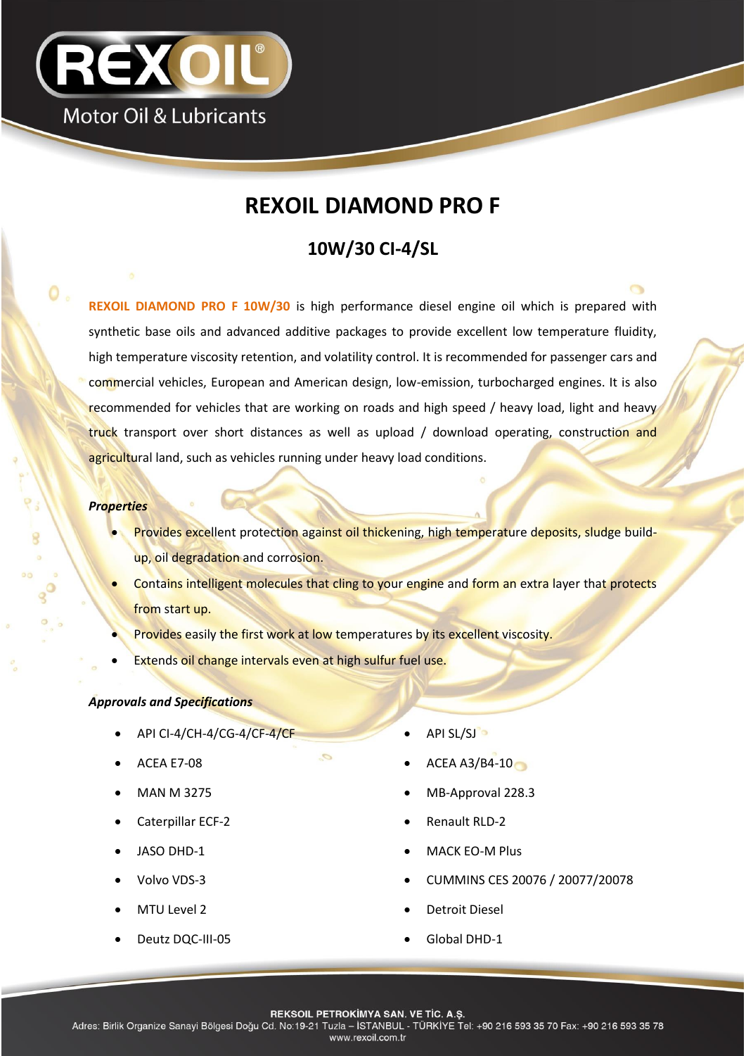REXOIL

Motor Oil & Lubricants

# REXOIL DIAMOND PRO F

## 10W/30 CI-4/SL

**REXOIL DIAMOND PRO F 10W/30** is high performance diesel engine oil which is prepared with synthetic base oils and advanced additive packages to provide excellent low temperature fluidity, high temperature viscosity retention, and volatility control. It is recommended for passenger cars and commercial vehicles, European and American design, low-emission, turbocharged engines. It is also recommended for vehicles that are working on roads and high speed / heavy load, light and heavy truck transport over short distances as well as upload / download operating, construction and agricultural land, such as vehicles running under heavy load conditions.

***Properties***

- Provides excellent protection against oil thickening, high temperature deposits, sludge build-up, oil degradation and corrosion.
- Contains intelligent molecules that cling to your engine and form an extra layer that protects from start up.
- Provides easily the first work at low temperatures by its excellent viscosity.
- Extends oil change intervals even at high sulfur fuel use.

***Approvals and Specifications***

- API CI-4/CH-4/CG-4/CF-4/CF
- ACEA E7-08
- MAN M 3275
- Caterpillar ECF-2
- JASO DHD-1
- Volvo VDS-3
- MTU Level 2
- Deutz DQC-III-05
- API SL/SJ
- ACEA A3/B4-10
- MB-Approval 228.3
- Renault RLD-2
- MACK EO-M Plus
- CUMMINS CES 20076 / 20077/20078
- Detroit Diesel
- Global DHD-1

REKSOIL PETROKİMYA SAN. VE TİC. A.Ş.
Adres: Birlik Organize Sanayi Bölgesi Doğu Cd. No:19-21 Tuzla – İSTANBUL - TÜRKİYE Tel: +90 216 593 35 70 Fax: +90 216 593 35 78
www.rexoil.com.tr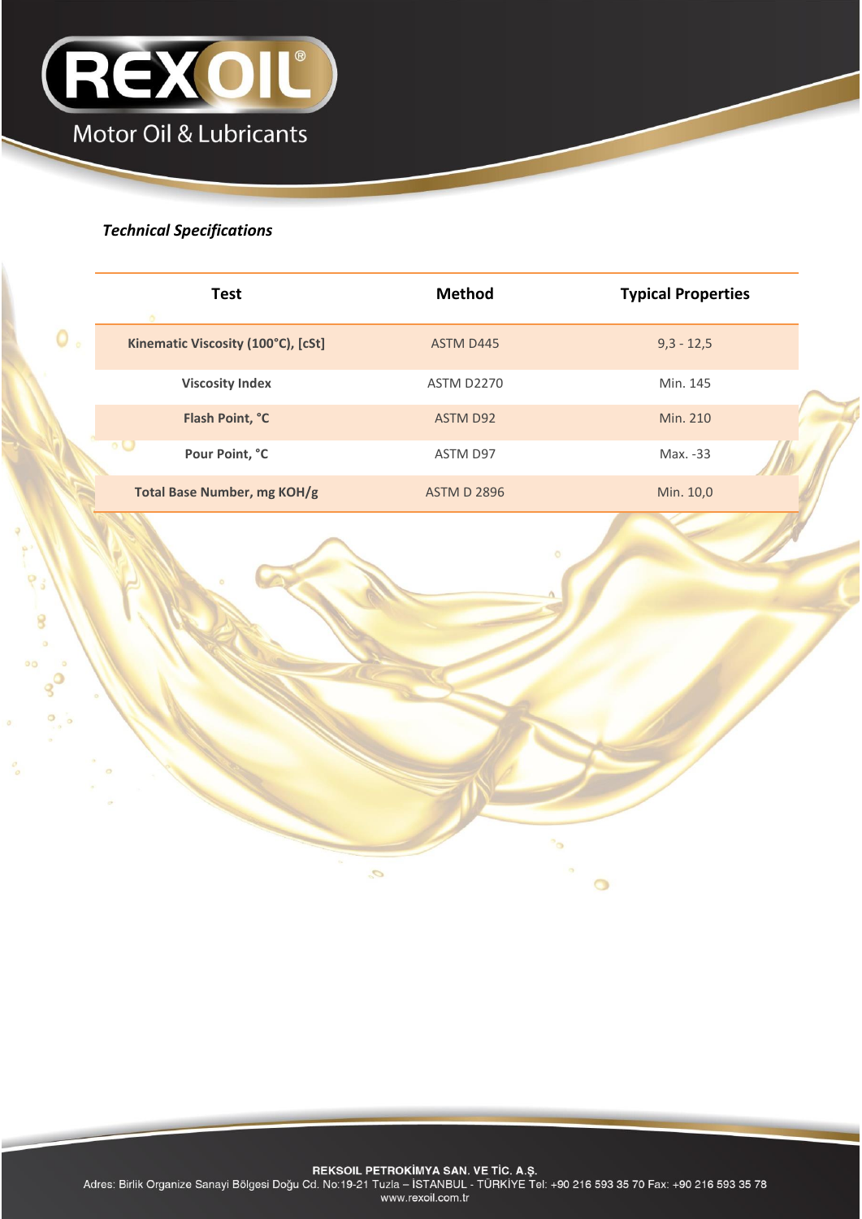*Technical Specifications*

| Test | Method | Typical Properties |
|---|---|---|
| Kinematic Viscosity (100°C), [cSt] | ASTM D445 | 9,3 - 12,5 |
| Viscosity Index | ASTM D2270 | Min. 145 |
| Flash Point, °C | ASTM D92 | Min. 210 |
| Pour Point, °C | ASTM D97 | Max. -33 |
| Total Base Number, mg KOH/g | ASTM D 2896 | Min. 10,0 |